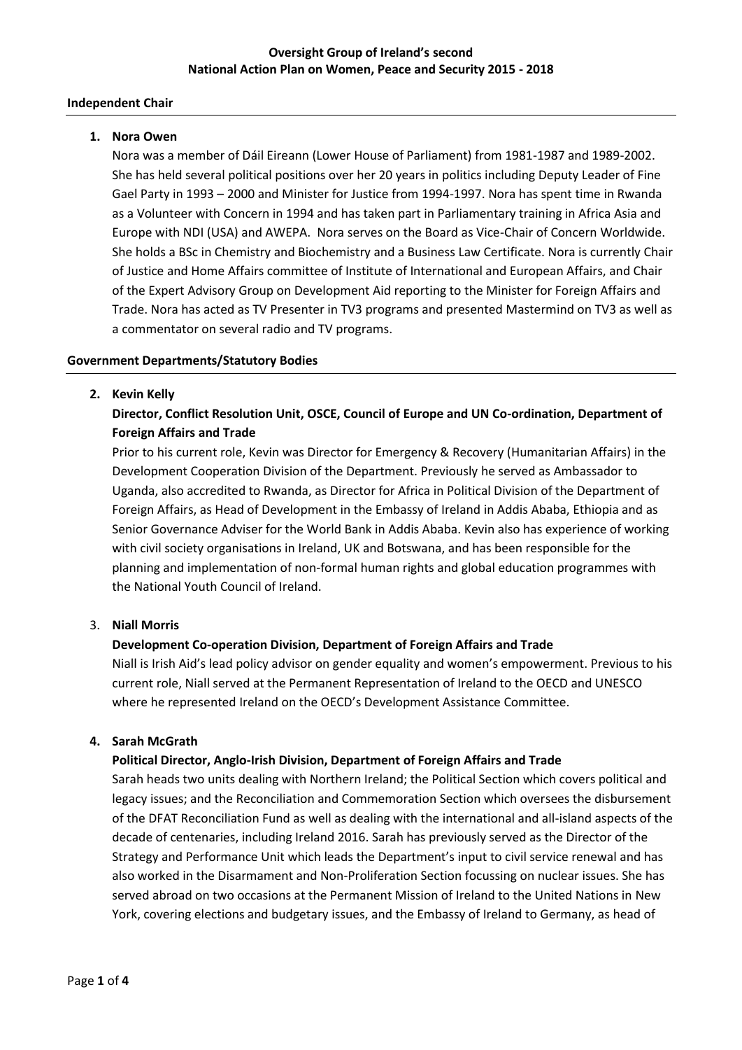# Oversight Group of Ireland's second National Action Plan on Women, Peace and Security 2015 - 2018

## Independent Chair

1. **Nora Owen**

   Nora was a member of Dáil Eireann (Lower House of Parliament) from 1981-1987 and 1989-2002. She has held several political positions over her 20 years in politics including Deputy Leader of Fine Gael Party in 1993 – 2000 and Minister for Justice from 1994-1997. Nora has spent time in Rwanda as a Volunteer with Concern in 1994 and has taken part in Parliamentary training in Africa Asia and Europe with NDI (USA) and AWEPA. Nora serves on the Board as Vice-Chair of Concern Worldwide. She holds a BSc in Chemistry and Biochemistry and a Business Law Certificate. Nora is currently Chair of Justice and Home Affairs committee of Institute of International and European Affairs, and Chair of the Expert Advisory Group on Development Aid reporting to the Minister for Foreign Affairs and Trade. Nora has acted as TV Presenter in TV3 programs and presented Mastermind on TV3 as well as a commentator on several radio and TV programs.

## Government Departments/Statutory Bodies

2. **Kevin Kelly**

   **Director, Conflict Resolution Unit, OSCE, Council of Europe and UN Co-ordination, Department of Foreign Affairs and Trade**

   Prior to his current role, Kevin was Director for Emergency & Recovery (Humanitarian Affairs) in the Development Cooperation Division of the Department. Previously he served as Ambassador to Uganda, also accredited to Rwanda, as Director for Africa in Political Division of the Department of Foreign Affairs, as Head of Development in the Embassy of Ireland in Addis Ababa, Ethiopia and as Senior Governance Adviser for the World Bank in Addis Ababa. Kevin also has experience of working with civil society organisations in Ireland, UK and Botswana, and has been responsible for the planning and implementation of non-formal human rights and global education programmes with the National Youth Council of Ireland.

3. **Niall Morris**

   **Development Co-operation Division, Department of Foreign Affairs and Trade**

   Niall is Irish Aid's lead policy advisor on gender equality and women's empowerment. Previous to his current role, Niall served at the Permanent Representation of Ireland to the OECD and UNESCO where he represented Ireland on the OECD's Development Assistance Committee.

4. **Sarah McGrath**

   **Political Director, Anglo-Irish Division, Department of Foreign Affairs and Trade**

   Sarah heads two units dealing with Northern Ireland; the Political Section which covers political and legacy issues; and the Reconciliation and Commemoration Section which oversees the disbursement of the DFAT Reconciliation Fund as well as dealing with the international and all-island aspects of the decade of centenaries, including Ireland 2016. Sarah has previously served as the Director of the Strategy and Performance Unit which leads the Department's input to civil service renewal and has also worked in the Disarmament and Non-Proliferation Section focussing on nuclear issues. She has served abroad on two occasions at the Permanent Mission of Ireland to the United Nations in New York, covering elections and budgetary issues, and the Embassy of Ireland to Germany, as head of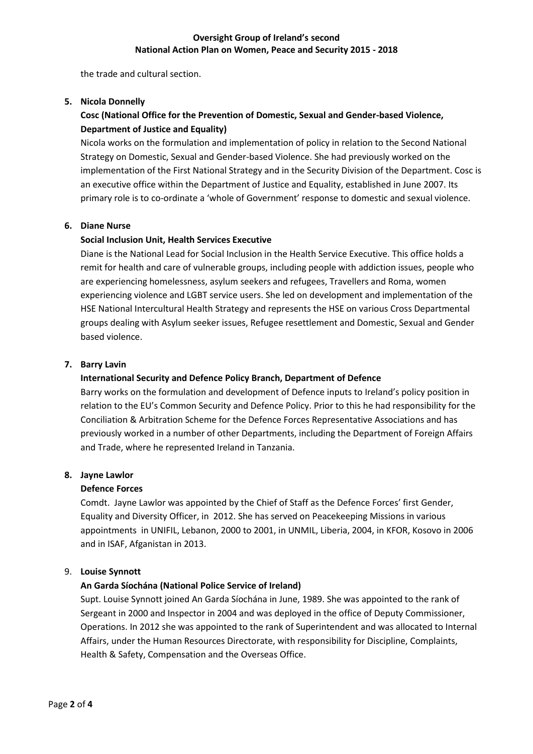the trade and cultural section.

5. **Nicola Donnelly**

   **Cosc (National Office for the Prevention of Domestic, Sexual and Gender-based Violence, Department of Justice and Equality)**

   Nicola works on the formulation and implementation of policy in relation to the Second National Strategy on Domestic, Sexual and Gender-based Violence. She had previously worked on the implementation of the First National Strategy and in the Security Division of the Department. Cosc is an executive office within the Department of Justice and Equality, established in June 2007. Its primary role is to co-ordinate a 'whole of Government' response to domestic and sexual violence.

6. **Diane Nurse**

   **Social Inclusion Unit, Health Services Executive**

   Diane is the National Lead for Social Inclusion in the Health Service Executive. This office holds a remit for health and care of vulnerable groups, including people with addiction issues, people who are experiencing homelessness, asylum seekers and refugees, Travellers and Roma, women experiencing violence and LGBT service users. She led on development and implementation of the HSE National Intercultural Health Strategy and represents the HSE on various Cross Departmental groups dealing with Asylum seeker issues, Refugee resettlement and Domestic, Sexual and Gender based violence.

7. **Barry Lavin**

   **International Security and Defence Policy Branch, Department of Defence**

   Barry works on the formulation and development of Defence inputs to Ireland's policy position in relation to the EU's Common Security and Defence Policy. Prior to this he had responsibility for the Conciliation & Arbitration Scheme for the Defence Forces Representative Associations and has previously worked in a number of other Departments, including the Department of Foreign Affairs and Trade, where he represented Ireland in Tanzania.

8. **Jayne Lawlor**

   **Defence Forces**

   Comdt. Jayne Lawlor was appointed by the Chief of Staff as the Defence Forces' first Gender, Equality and Diversity Officer, in 2012. She has served on Peacekeeping Missions in various appointments in UNIFIL, Lebanon, 2000 to 2001, in UNMIL, Liberia, 2004, in KFOR, Kosovo in 2006 and in ISAF, Afganistan in 2013.

9. **Louise Synnott**

   **An Garda Síochána (National Police Service of Ireland)**

   Supt. Louise Synnott joined An Garda Síochána in June, 1989. She was appointed to the rank of Sergeant in 2000 and Inspector in 2004 and was deployed in the office of Deputy Commissioner, Operations. In 2012 she was appointed to the rank of Superintendent and was allocated to Internal Affairs, under the Human Resources Directorate, with responsibility for Discipline, Complaints, Health & Safety, Compensation and the Overseas Office.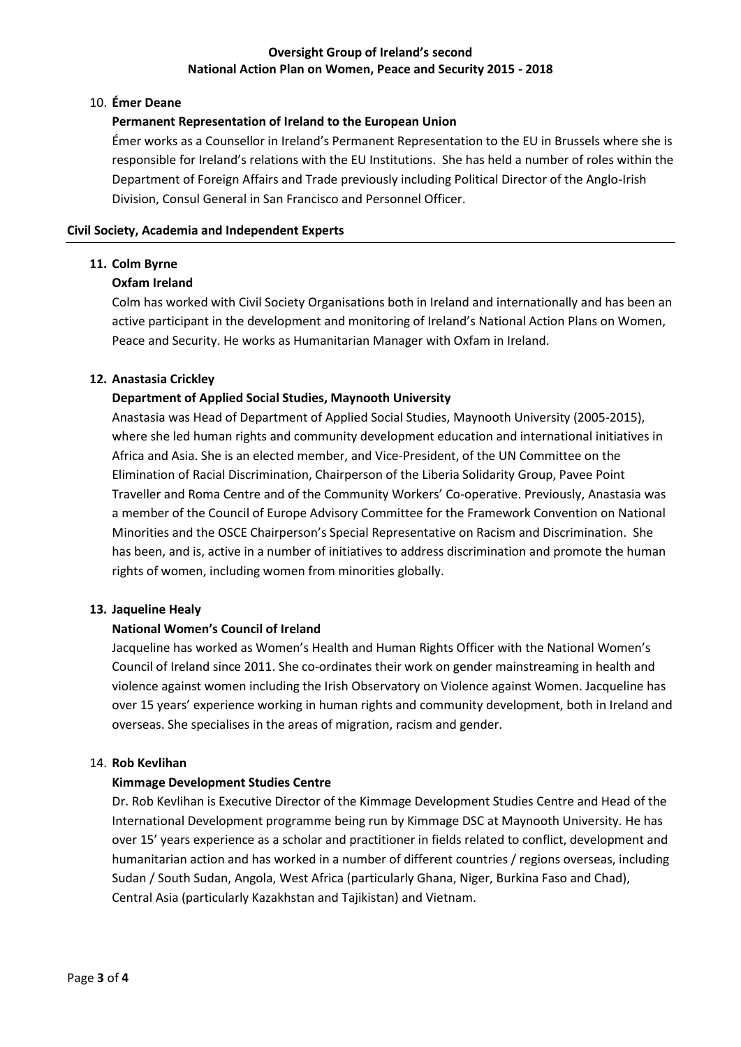10. **Émer Deane**

    **Permanent Representation of Ireland to the European Union**

    Émer works as a Counsellor in Ireland's Permanent Representation to the EU in Brussels where she is responsible for Ireland's relations with the EU Institutions. She has held a number of roles within the Department of Foreign Affairs and Trade previously including Political Director of the Anglo-Irish Division, Consul General in San Francisco and Personnel Officer.

## Civil Society, Academia and Independent Experts

11. **Colm Byrne**

    **Oxfam Ireland**

    Colm has worked with Civil Society Organisations both in Ireland and internationally and has been an active participant in the development and monitoring of Ireland's National Action Plans on Women, Peace and Security. He works as Humanitarian Manager with Oxfam in Ireland.

12. **Anastasia Crickley**

    **Department of Applied Social Studies, Maynooth University**

    Anastasia was Head of Department of Applied Social Studies, Maynooth University (2005-2015), where she led human rights and community development education and international initiatives in Africa and Asia. She is an elected member, and Vice-President, of the UN Committee on the Elimination of Racial Discrimination, Chairperson of the Liberia Solidarity Group, Pavee Point Traveller and Roma Centre and of the Community Workers' Co-operative. Previously, Anastasia was a member of the Council of Europe Advisory Committee for the Framework Convention on National Minorities and the OSCE Chairperson's Special Representative on Racism and Discrimination. She has been, and is, active in a number of initiatives to address discrimination and promote the human rights of women, including women from minorities globally.

13. **Jaqueline Healy**

    **National Women's Council of Ireland**

    Jacqueline has worked as Women's Health and Human Rights Officer with the National Women's Council of Ireland since 2011. She co-ordinates their work on gender mainstreaming in health and violence against women including the Irish Observatory on Violence against Women. Jacqueline has over 15 years' experience working in human rights and community development, both in Ireland and overseas. She specialises in the areas of migration, racism and gender.

14. **Rob Kevlihan**

    **Kimmage Development Studies Centre**

    Dr. Rob Kevlihan is Executive Director of the Kimmage Development Studies Centre and Head of the International Development programme being run by Kimmage DSC at Maynooth University. He has over 15' years experience as a scholar and practitioner in fields related to conflict, development and humanitarian action and has worked in a number of different countries / regions overseas, including Sudan / South Sudan, Angola, West Africa (particularly Ghana, Niger, Burkina Faso and Chad), Central Asia (particularly Kazakhstan and Tajikistan) and Vietnam.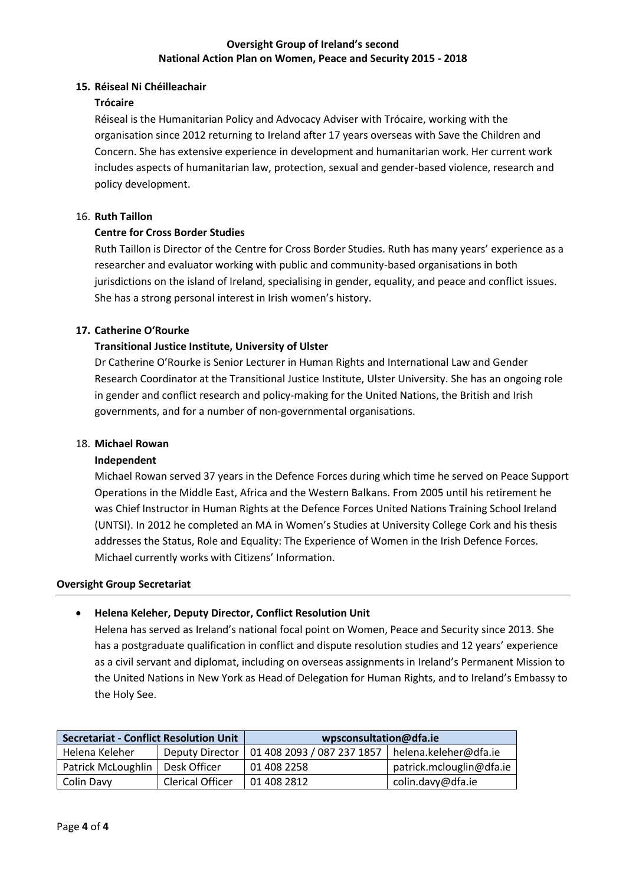**15. Réiseal Ni Chéilleachair**

**Trócaire**

Réiseal is the Humanitarian Policy and Advocacy Adviser with Trócaire, working with the organisation since 2012 returning to Ireland after 17 years overseas with Save the Children and Concern. She has extensive experience in development and humanitarian work. Her current work includes aspects of humanitarian law, protection, sexual and gender-based violence, research and policy development.

16. **Ruth Taillon**

**Centre for Cross Border Studies**

Ruth Taillon is Director of the Centre for Cross Border Studies. Ruth has many years' experience as a researcher and evaluator working with public and community-based organisations in both jurisdictions on the island of Ireland, specialising in gender, equality, and peace and conflict issues. She has a strong personal interest in Irish women's history.

**17. Catherine O'Rourke**

**Transitional Justice Institute, University of Ulster**

Dr Catherine O'Rourke is Senior Lecturer in Human Rights and International Law and Gender Research Coordinator at the Transitional Justice Institute, Ulster University. She has an ongoing role in gender and conflict research and policy-making for the United Nations, the British and Irish governments, and for a number of non-governmental organisations.

18. **Michael Rowan**

**Independent**

Michael Rowan served 37 years in the Defence Forces during which time he served on Peace Support Operations in the Middle East, Africa and the Western Balkans. From 2005 until his retirement he was Chief Instructor in Human Rights at the Defence Forces United Nations Training School Ireland (UNTSI). In 2012 he completed an MA in Women's Studies at University College Cork and his thesis addresses the Status, Role and Equality: The Experience of Women in the Irish Defence Forces. Michael currently works with Citizens' Information.

**Oversight Group Secretariat**

- **Helena Keleher, Deputy Director, Conflict Resolution Unit**

  Helena has served as Ireland's national focal point on Women, Peace and Security since 2013. She has a postgraduate qualification in conflict and dispute resolution studies and 12 years' experience as a civil servant and diplomat, including on overseas assignments in Ireland's Permanent Mission to the United Nations in New York as Head of Delegation for Human Rights, and to Ireland's Embassy to the Holy See.

| **Secretariat - Conflict Resolution Unit** | | **wpsconsultation@dfa.ie** | |
|---|---|---|---|
| Helena Keleher | Deputy Director | 01 408 2093 / 087 237 1857 | helena.keleher@dfa.ie |
| Patrick McLoughlin | Desk Officer | 01 408 2258 | patrick.mclouglin@dfa.ie |
| Colin Davy | Clerical Officer | 01 408 2812 | colin.davy@dfa.ie |